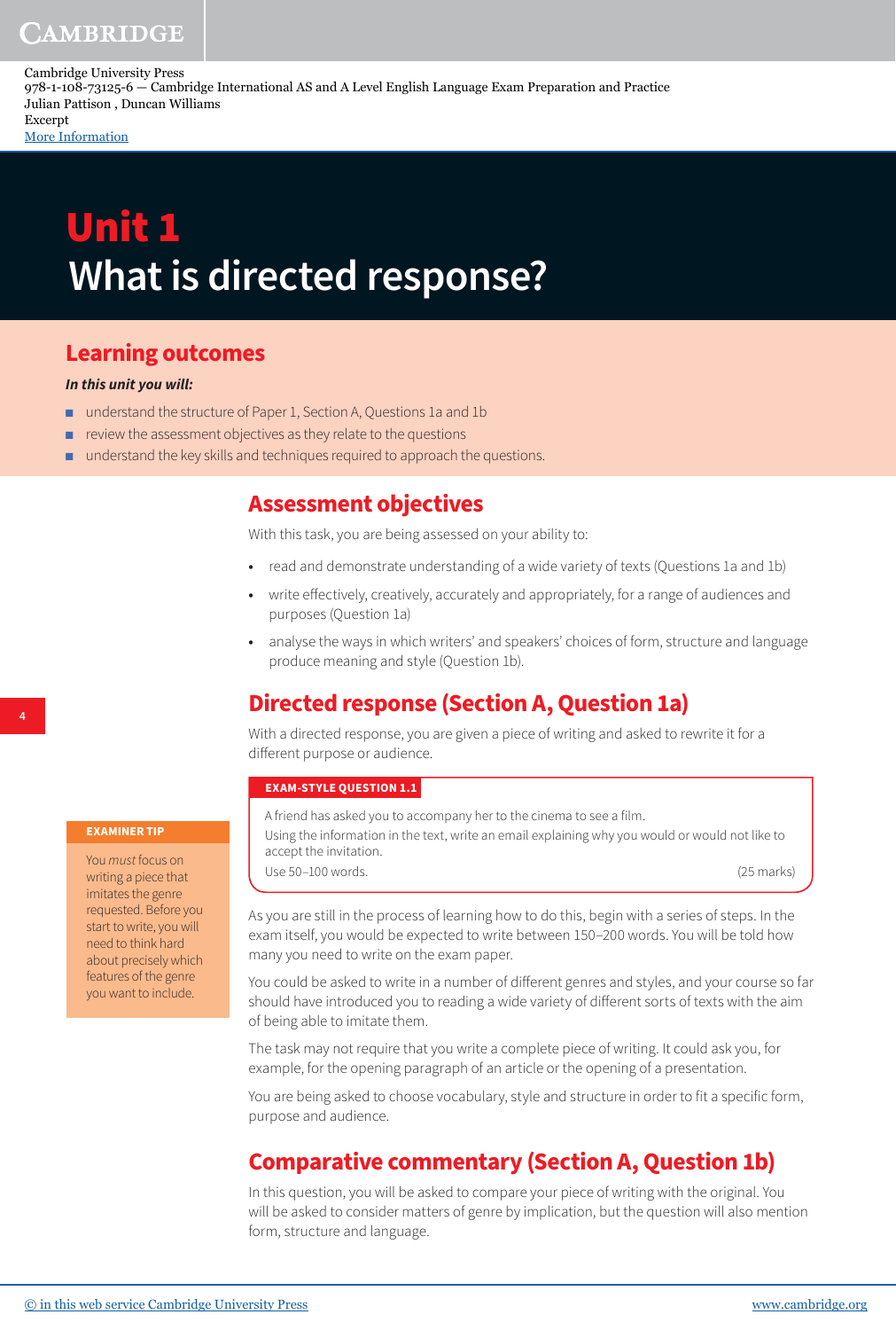Cambridge University Press
978-1-108-73125-6 — Cambridge International AS and A Level English Language Exam Preparation and Practice
Julian Pattison , Duncan Williams
Excerpt
More Information

# Unit 1
# What is directed response?

## Learning outcomes

***In this unit you will:***

- understand the structure of Paper 1, Section A, Questions 1a and 1b
- review the assessment objectives as they relate to the questions
- understand the key skills and techniques required to approach the questions.

## Assessment objectives

With this task, you are being assessed on your ability to:

- read and demonstrate understanding of a wide variety of texts (Questions 1a and 1b)
- write effectively, creatively, accurately and appropriately, for a range of audiences and purposes (Question 1a)
- analyse the ways in which writers' and speakers' choices of form, structure and language produce meaning and style (Question 1b).

## Directed response (Section A, Question 1a)

With a directed response, you are given a piece of writing and asked to rewrite it for a different purpose or audience.

**EXAM-STYLE QUESTION 1.1**

A friend has asked you to accompany her to the cinema to see a film.

Using the information in the text, write an email explaining why you would or would not like to accept the invitation.

Use 50–100 words. (25 marks)

**EXAMINER TIP**

You *must* focus on writing a piece that imitates the genre requested. Before you start to write, you will need to think hard about precisely which features of the genre you want to include.

As you are still in the process of learning how to do this, begin with a series of steps. In the exam itself, you would be expected to write between 150–200 words. You will be told how many you need to write on the exam paper.

You could be asked to write in a number of different genres and styles, and your course so far should have introduced you to reading a wide variety of different sorts of texts with the aim of being able to imitate them.

The task may not require that you write a complete piece of writing. It could ask you, for example, for the opening paragraph of an article or the opening of a presentation.

You are being asked to choose vocabulary, style and structure in order to fit a specific form, purpose and audience.

## Comparative commentary (Section A, Question 1b)

In this question, you will be asked to compare your piece of writing with the original. You will be asked to consider matters of genre by implication, but the question will also mention form, structure and language.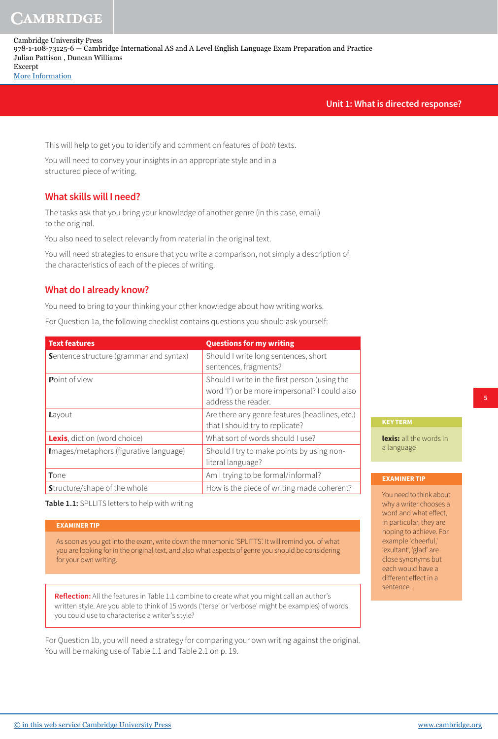This will help to get you to identify and comment on features of *both* texts.

You will need to convey your insights in an appropriate style and in a structured piece of writing.

## What skills will I need?

The tasks ask that you bring your knowledge of another genre (in this case, email) to the original.

You also need to select relevantly from material in the original text.

You will need strategies to ensure that you write a comparison, not simply a description of the characteristics of each of the pieces of writing.

## What do I already know?

You need to bring to your thinking your other knowledge about how writing works.

For Question 1a, the following checklist contains questions you should ask yourself:

| Text features | Questions for my writing |
|---|---|
| **S**entence structure (grammar and syntax) | Should I write long sentences, short sentences, fragments? |
| **P**oint of view | Should I write in the first person (using the word 'I') or be more impersonal? I could also address the reader. |
| **L**ayout | Are there any genre features (headlines, etc.) that I should try to replicate? |
| **Lexis**, diction (word choice) | What sort of words should I use? |
| **I**mages/metaphors (figurative language) | Should I try to make points by using non-literal language? |
| **T**one | Am I trying to be formal/informal? |
| **S**tructure/shape of the whole | How is the piece of writing made coherent? |

**Table 1.1:** SPLLITS letters to help with writing

**EXAMINER TIP**

As soon as you get into the exam, write down the mnemonic 'SPLITTS'. It will remind you of what you are looking for in the original text, and also what aspects of genre you should be considering for your own writing.

**Reflection:** All the features in Table 1.1 combine to create what you might call an author's written style. Are you able to think of 15 words ('terse' or 'verbose' might be examples) of words you could use to characterise a writer's style?

For Question 1b, you will need a strategy for comparing your own writing against the original. You will be making use of Table 1.1 and Table 2.1 on p. 19.

**KEY TERM**

**lexis:** all the words in a language

**EXAMINER TIP**

You need to think about why a writer chooses a word and what effect, in particular, they are hoping to achieve. For example 'cheerful,' 'exultant', 'glad' are close synonyms but each would have a different effect in a sentence.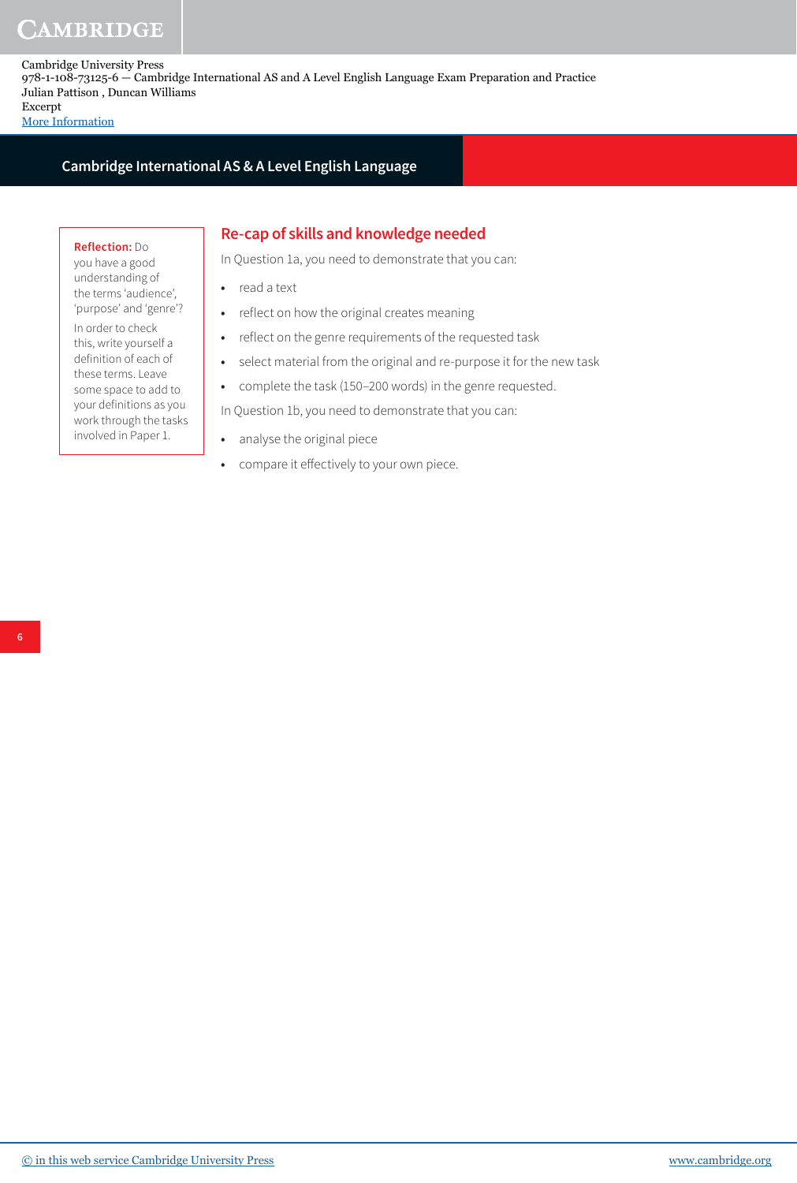> **Reflection:** Do you have a good understanding of the terms 'audience', 'purpose' and 'genre'? In order to check this, write yourself a definition of each of these terms. Leave some space to add to your definitions as you work through the tasks involved in Paper 1.

## Re-cap of skills and knowledge needed

In Question 1a, you need to demonstrate that you can:

- read a text
- reflect on how the original creates meaning
- reflect on the genre requirements of the requested task
- select material from the original and re-purpose it for the new task
- complete the task (150–200 words) in the genre requested.

In Question 1b, you need to demonstrate that you can:

- analyse the original piece
- compare it effectively to your own piece.